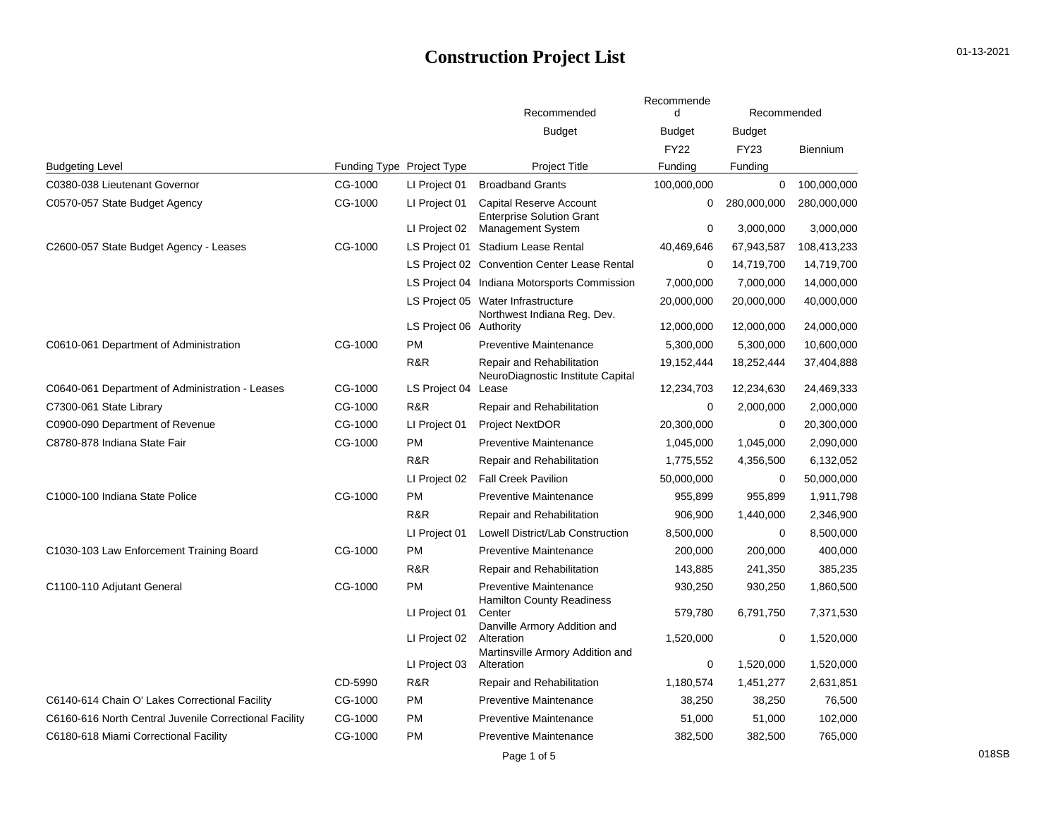# Construction Project List

| Budgeting Level | Funding Type | Project Type | Recommended Budget Project Title | Recommended Budget FY22 Funding | Recommended Budget FY23 Funding | Biennium |
|---|---|---|---|---|---|---|
| C0380-038 Lieutenant Governor | CG-1000 | LI Project 01 | Broadband Grants | 100,000,000 | 0 | 100,000,000 |
| C0570-057 State Budget Agency | CG-1000 | LI Project 01 | Capital Reserve Account | 0 | 280,000,000 | 280,000,000 |
| | | LI Project 02 | Enterprise Solution Grant Management System | 0 | 3,000,000 | 3,000,000 |
| C2600-057 State Budget Agency - Leases | CG-1000 | LS Project 01 | Stadium Lease Rental | 40,469,646 | 67,943,587 | 108,413,233 |
| | | LS Project 02 | Convention Center Lease Rental | 0 | 14,719,700 | 14,719,700 |
| | | LS Project 04 | Indiana Motorsports Commission | 7,000,000 | 7,000,000 | 14,000,000 |
| | | LS Project 05 | Water Infrastructure | 20,000,000 | 20,000,000 | 40,000,000 |
| | | LS Project 06 | Northwest Indiana Reg. Dev. Authority | 12,000,000 | 12,000,000 | 24,000,000 |
| C0610-061 Department of Administration | CG-1000 | PM | Preventive Maintenance | 5,300,000 | 5,300,000 | 10,600,000 |
| | | R&R | Repair and Rehabilitation | 19,152,444 | 18,252,444 | 37,404,888 |
| C0640-061 Department of Administration - Leases | CG-1000 | LS Project 04 | NeuroDiagnostic Institute Capital Lease | 12,234,703 | 12,234,630 | 24,469,333 |
| C7300-061 State Library | CG-1000 | R&R | Repair and Rehabilitation | 0 | 2,000,000 | 2,000,000 |
| C0900-090 Department of Revenue | CG-1000 | LI Project 01 | Project NextDOR | 20,300,000 | 0 | 20,300,000 |
| C8780-878 Indiana State Fair | CG-1000 | PM | Preventive Maintenance | 1,045,000 | 1,045,000 | 2,090,000 |
| | | R&R | Repair and Rehabilitation | 1,775,552 | 4,356,500 | 6,132,052 |
| | | LI Project 02 | Fall Creek Pavilion | 50,000,000 | 0 | 50,000,000 |
| C1000-100 Indiana State Police | CG-1000 | PM | Preventive Maintenance | 955,899 | 955,899 | 1,911,798 |
| | | R&R | Repair and Rehabilitation | 906,900 | 1,440,000 | 2,346,900 |
| | | LI Project 01 | Lowell District/Lab Construction | 8,500,000 | 0 | 8,500,000 |
| C1030-103 Law Enforcement Training Board | CG-1000 | PM | Preventive Maintenance | 200,000 | 200,000 | 400,000 |
| | | R&R | Repair and Rehabilitation | 143,885 | 241,350 | 385,235 |
| C1100-110 Adjutant General | CG-1000 | PM | Preventive Maintenance | 930,250 | 930,250 | 1,860,500 |
| | | LI Project 01 | Hamilton County Readiness Center | 579,780 | 6,791,750 | 7,371,530 |
| | | LI Project 02 | Danville Armory Addition and Alteration | 1,520,000 | 0 | 1,520,000 |
| | | LI Project 03 | Martinsville Armory Addition and Alteration | 0 | 1,520,000 | 1,520,000 |
| | CD-5990 | R&R | Repair and Rehabilitation | 1,180,574 | 1,451,277 | 2,631,851 |
| C6140-614 Chain O' Lakes Correctional Facility | CG-1000 | PM | Preventive Maintenance | 38,250 | 38,250 | 76,500 |
| C6160-616 North Central Juvenile Correctional Facility | CG-1000 | PM | Preventive Maintenance | 51,000 | 51,000 | 102,000 |
| C6180-618 Miami Correctional Facility | CG-1000 | PM | Preventive Maintenance | 382,500 | 382,500 | 765,000 |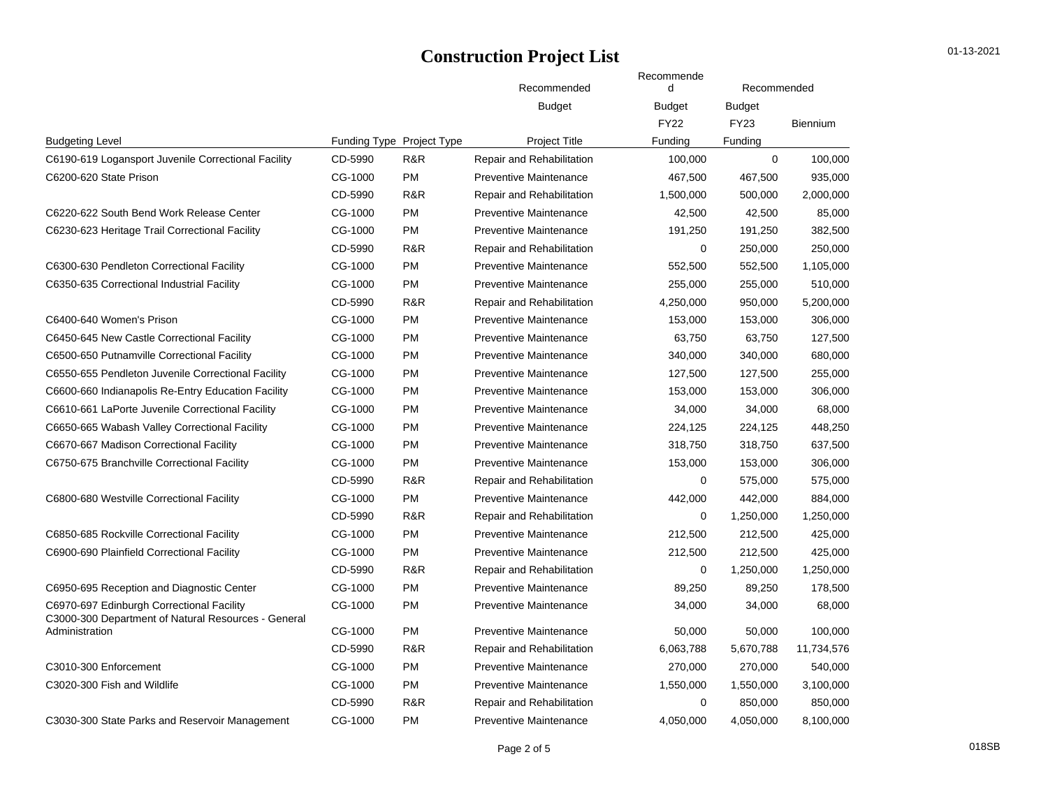# Construction Project List

| Budgeting Level | Funding Type | Project Type | Recommended Budget Project Title | Recommended Budget FY22 Funding | Recommended Budget FY23 Funding | Biennium |
|---|---|---|---|---|---|---|
| C6190-619 Logansport Juvenile Correctional Facility | CD-5990 | R&R | Repair and Rehabilitation | 100,000 | 0 | 100,000 |
| C6200-620 State Prison | CG-1000 | PM | Preventive Maintenance | 467,500 | 467,500 | 935,000 |
| | CD-5990 | R&R | Repair and Rehabilitation | 1,500,000 | 500,000 | 2,000,000 |
| C6220-622 South Bend Work Release Center | CG-1000 | PM | Preventive Maintenance | 42,500 | 42,500 | 85,000 |
| C6230-623 Heritage Trail Correctional Facility | CG-1000 | PM | Preventive Maintenance | 191,250 | 191,250 | 382,500 |
| | CD-5990 | R&R | Repair and Rehabilitation | 0 | 250,000 | 250,000 |
| C6300-630 Pendleton Correctional Facility | CG-1000 | PM | Preventive Maintenance | 552,500 | 552,500 | 1,105,000 |
| C6350-635 Correctional Industrial Facility | CG-1000 | PM | Preventive Maintenance | 255,000 | 255,000 | 510,000 |
| | CD-5990 | R&R | Repair and Rehabilitation | 4,250,000 | 950,000 | 5,200,000 |
| C6400-640 Women's Prison | CG-1000 | PM | Preventive Maintenance | 153,000 | 153,000 | 306,000 |
| C6450-645 New Castle Correctional Facility | CG-1000 | PM | Preventive Maintenance | 63,750 | 63,750 | 127,500 |
| C6500-650 Putnamville Correctional Facility | CG-1000 | PM | Preventive Maintenance | 340,000 | 340,000 | 680,000 |
| C6550-655 Pendleton Juvenile Correctional Facility | CG-1000 | PM | Preventive Maintenance | 127,500 | 127,500 | 255,000 |
| C6600-660 Indianapolis Re-Entry Education Facility | CG-1000 | PM | Preventive Maintenance | 153,000 | 153,000 | 306,000 |
| C6610-661 LaPorte Juvenile Correctional Facility | CG-1000 | PM | Preventive Maintenance | 34,000 | 34,000 | 68,000 |
| C6650-665 Wabash Valley Correctional Facility | CG-1000 | PM | Preventive Maintenance | 224,125 | 224,125 | 448,250 |
| C6670-667 Madison Correctional Facility | CG-1000 | PM | Preventive Maintenance | 318,750 | 318,750 | 637,500 |
| C6750-675 Branchville Correctional Facility | CG-1000 | PM | Preventive Maintenance | 153,000 | 153,000 | 306,000 |
| | CD-5990 | R&R | Repair and Rehabilitation | 0 | 575,000 | 575,000 |
| C6800-680 Westville Correctional Facility | CG-1000 | PM | Preventive Maintenance | 442,000 | 442,000 | 884,000 |
| | CD-5990 | R&R | Repair and Rehabilitation | 0 | 1,250,000 | 1,250,000 |
| C6850-685 Rockville Correctional Facility | CG-1000 | PM | Preventive Maintenance | 212,500 | 212,500 | 425,000 |
| C6900-690 Plainfield Correctional Facility | CG-1000 | PM | Preventive Maintenance | 212,500 | 212,500 | 425,000 |
| | CD-5990 | R&R | Repair and Rehabilitation | 0 | 1,250,000 | 1,250,000 |
| C6950-695 Reception and Diagnostic Center | CG-1000 | PM | Preventive Maintenance | 89,250 | 89,250 | 178,500 |
| C6970-697 Edinburgh Correctional Facility | CG-1000 | PM | Preventive Maintenance | 34,000 | 34,000 | 68,000 |
| C3000-300 Department of Natural Resources - General Administration | CG-1000 | PM | Preventive Maintenance | 50,000 | 50,000 | 100,000 |
| | CD-5990 | R&R | Repair and Rehabilitation | 6,063,788 | 5,670,788 | 11,734,576 |
| C3010-300 Enforcement | CG-1000 | PM | Preventive Maintenance | 270,000 | 270,000 | 540,000 |
| C3020-300 Fish and Wildlife | CG-1000 | PM | Preventive Maintenance | 1,550,000 | 1,550,000 | 3,100,000 |
| | CD-5990 | R&R | Repair and Rehabilitation | 0 | 850,000 | 850,000 |
| C3030-300 State Parks and Reservoir Management | CG-1000 | PM | Preventive Maintenance | 4,050,000 | 4,050,000 | 8,100,000 |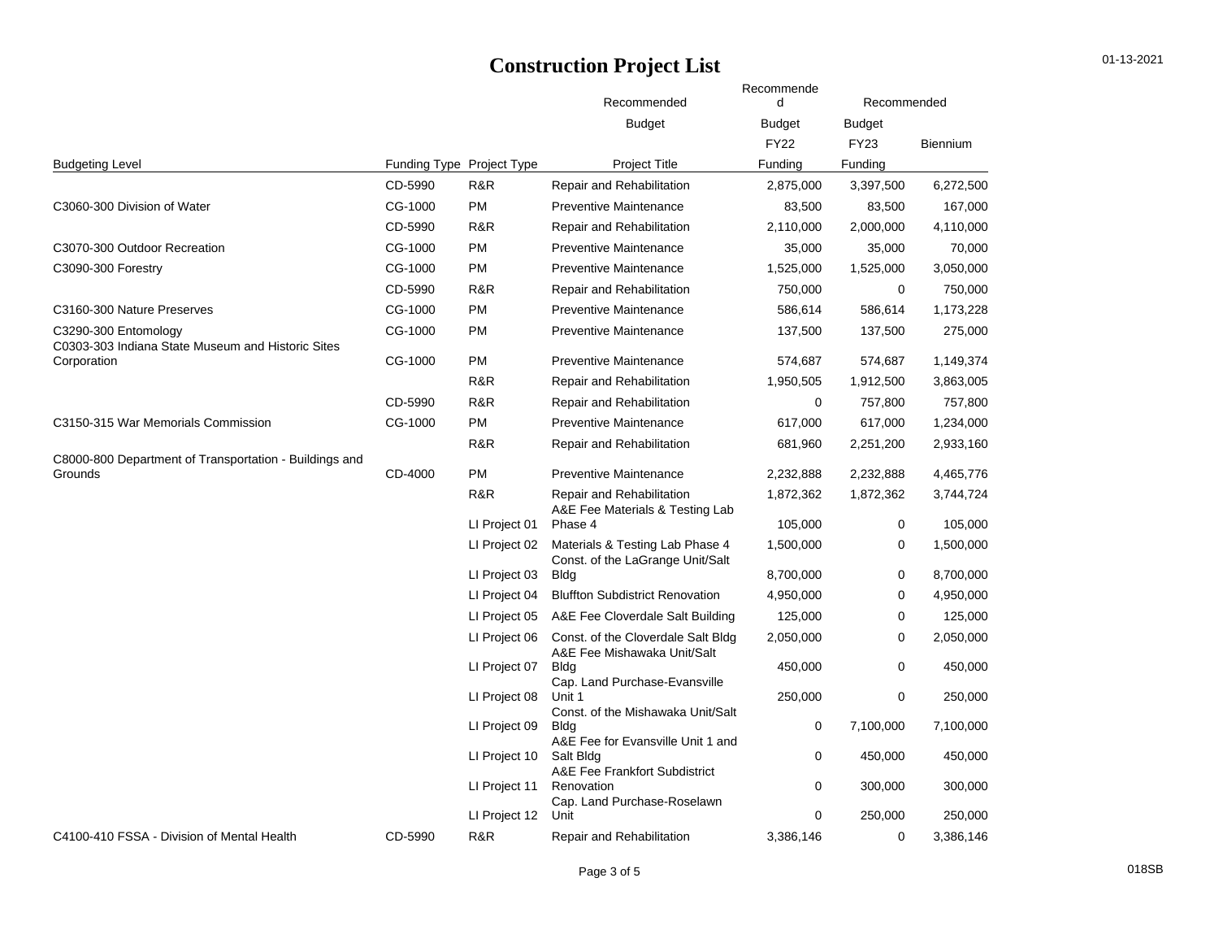# Construction Project List

| Budgeting Level | Funding Type | Project Type | Recommended Budget Project Title | Recommended Budget FY22 Funding | Recommended Budget FY23 Funding | Biennium |
|---|---|---|---|---|---|---|
| | CD-5990 | R&R | Repair and Rehabilitation | 2,875,000 | 3,397,500 | 6,272,500 |
| C3060-300 Division of Water | CG-1000 | PM | Preventive Maintenance | 83,500 | 83,500 | 167,000 |
| | CD-5990 | R&R | Repair and Rehabilitation | 2,110,000 | 2,000,000 | 4,110,000 |
| C3070-300 Outdoor Recreation | CG-1000 | PM | Preventive Maintenance | 35,000 | 35,000 | 70,000 |
| C3090-300 Forestry | CG-1000 | PM | Preventive Maintenance | 1,525,000 | 1,525,000 | 3,050,000 |
| | CD-5990 | R&R | Repair and Rehabilitation | 750,000 | 0 | 750,000 |
| C3160-300 Nature Preserves | CG-1000 | PM | Preventive Maintenance | 586,614 | 586,614 | 1,173,228 |
| C3290-300 Entomology | CG-1000 | PM | Preventive Maintenance | 137,500 | 137,500 | 275,000 |
| C0303-303 Indiana State Museum and Historic Sites Corporation | CG-1000 | PM | Preventive Maintenance | 574,687 | 574,687 | 1,149,374 |
| | | R&R | Repair and Rehabilitation | 1,950,505 | 1,912,500 | 3,863,005 |
| | CD-5990 | R&R | Repair and Rehabilitation | 0 | 757,800 | 757,800 |
| C3150-315 War Memorials Commission | CG-1000 | PM | Preventive Maintenance | 617,000 | 617,000 | 1,234,000 |
| | | R&R | Repair and Rehabilitation | 681,960 | 2,251,200 | 2,933,160 |
| C8000-800 Department of Transportation - Buildings and Grounds | CD-4000 | PM | Preventive Maintenance | 2,232,888 | 2,232,888 | 4,465,776 |
| | | R&R | Repair and Rehabilitation | 1,872,362 | 1,872,362 | 3,744,724 |
| | | LI Project 01 | A&E Fee Materials & Testing Lab Phase 4 | 105,000 | 0 | 105,000 |
| | | LI Project 02 | Materials & Testing Lab Phase 4 | 1,500,000 | 0 | 1,500,000 |
| | | LI Project 03 | Const. of the LaGrange Unit/Salt Bldg | 8,700,000 | 0 | 8,700,000 |
| | | LI Project 04 | Bluffton Subdistrict Renovation | 4,950,000 | 0 | 4,950,000 |
| | | LI Project 05 | A&E Fee Cloverdale Salt Building | 125,000 | 0 | 125,000 |
| | | LI Project 06 | Const. of the Cloverdale Salt Bldg | 2,050,000 | 0 | 2,050,000 |
| | | LI Project 07 | A&E Fee Mishawaka Unit/Salt Bldg | 450,000 | 0 | 450,000 |
| | | LI Project 08 | Cap. Land Purchase-Evansville Unit 1 | 250,000 | 0 | 250,000 |
| | | LI Project 09 | Const. of the Mishawaka Unit/Salt Bldg | 0 | 7,100,000 | 7,100,000 |
| | | LI Project 10 | A&E Fee for Evansville Unit 1 and Salt Bldg | 0 | 450,000 | 450,000 |
| | | LI Project 11 | A&E Fee Frankfort Subdistrict Renovation | 0 | 300,000 | 300,000 |
| | | LI Project 12 | Cap. Land Purchase-Roselawn Unit | 0 | 250,000 | 250,000 |
| C4100-410 FSSA - Division of Mental Health | CD-5990 | R&R | Repair and Rehabilitation | 3,386,146 | 0 | 3,386,146 |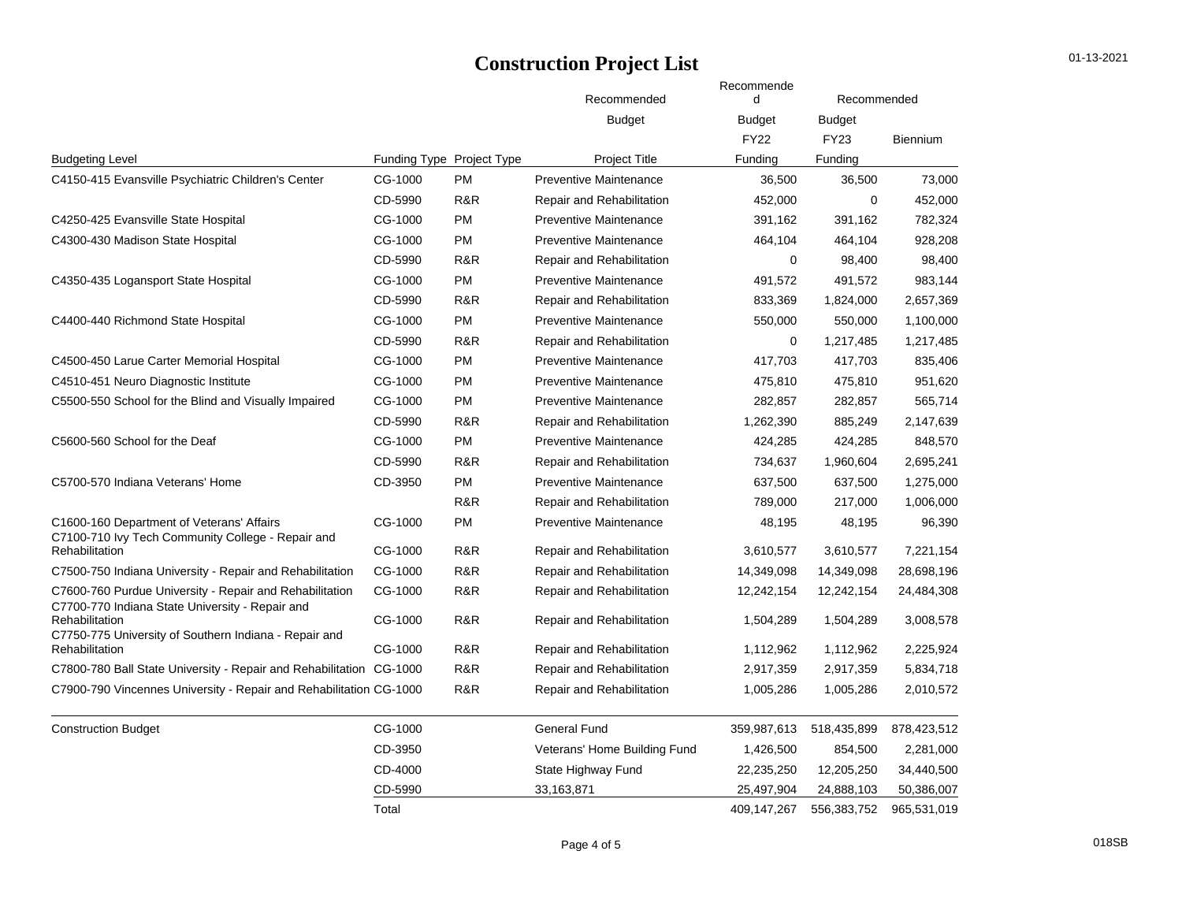# Construction Project List

| Budgeting Level | Funding Type | Project Type | Recommended Budget Project Title | Recommended Budget FY22 Funding | Recommended Budget FY23 Funding | Biennium |
|---|---|---|---|---|---|---|
| C4150-415 Evansville Psychiatric Children's Center | CG-1000 | PM | Preventive Maintenance | 36,500 | 36,500 | 73,000 |
| | CD-5990 | R&R | Repair and Rehabilitation | 452,000 | 0 | 452,000 |
| C4250-425 Evansville State Hospital | CG-1000 | PM | Preventive Maintenance | 391,162 | 391,162 | 782,324 |
| C4300-430 Madison State Hospital | CG-1000 | PM | Preventive Maintenance | 464,104 | 464,104 | 928,208 |
| | CD-5990 | R&R | Repair and Rehabilitation | 0 | 98,400 | 98,400 |
| C4350-435 Logansport State Hospital | CG-1000 | PM | Preventive Maintenance | 491,572 | 491,572 | 983,144 |
| | CD-5990 | R&R | Repair and Rehabilitation | 833,369 | 1,824,000 | 2,657,369 |
| C4400-440 Richmond State Hospital | CG-1000 | PM | Preventive Maintenance | 550,000 | 550,000 | 1,100,000 |
| | CD-5990 | R&R | Repair and Rehabilitation | 0 | 1,217,485 | 1,217,485 |
| C4500-450 Larue Carter Memorial Hospital | CG-1000 | PM | Preventive Maintenance | 417,703 | 417,703 | 835,406 |
| C4510-451 Neuro Diagnostic Institute | CG-1000 | PM | Preventive Maintenance | 475,810 | 475,810 | 951,620 |
| C5500-550 School for the Blind and Visually Impaired | CG-1000 | PM | Preventive Maintenance | 282,857 | 282,857 | 565,714 |
| | CD-5990 | R&R | Repair and Rehabilitation | 1,262,390 | 885,249 | 2,147,639 |
| C5600-560 School for the Deaf | CG-1000 | PM | Preventive Maintenance | 424,285 | 424,285 | 848,570 |
| | CD-5990 | R&R | Repair and Rehabilitation | 734,637 | 1,960,604 | 2,695,241 |
| C5700-570 Indiana Veterans' Home | CD-3950 | PM | Preventive Maintenance | 637,500 | 637,500 | 1,275,000 |
| | | R&R | Repair and Rehabilitation | 789,000 | 217,000 | 1,006,000 |
| C1600-160 Department of Veterans' Affairs | CG-1000 | PM | Preventive Maintenance | 48,195 | 48,195 | 96,390 |
| C7100-710 Ivy Tech Community College - Repair and Rehabilitation | CG-1000 | R&R | Repair and Rehabilitation | 3,610,577 | 3,610,577 | 7,221,154 |
| C7500-750 Indiana University - Repair and Rehabilitation | CG-1000 | R&R | Repair and Rehabilitation | 14,349,098 | 14,349,098 | 28,698,196 |
| C7600-760 Purdue University - Repair and Rehabilitation | CG-1000 | R&R | Repair and Rehabilitation | 12,242,154 | 12,242,154 | 24,484,308 |
| C7700-770 Indiana State University - Repair and Rehabilitation | CG-1000 | R&R | Repair and Rehabilitation | 1,504,289 | 1,504,289 | 3,008,578 |
| C7750-775 University of Southern Indiana - Repair and Rehabilitation | CG-1000 | R&R | Repair and Rehabilitation | 1,112,962 | 1,112,962 | 2,225,924 |
| C7800-780 Ball State University - Repair and Rehabilitation | CG-1000 | R&R | Repair and Rehabilitation | 2,917,359 | 2,917,359 | 5,834,718 |
| C7900-790 Vincennes University - Repair and Rehabilitation | CG-1000 | R&R | Repair and Rehabilitation | 1,005,286 | 1,005,286 | 2,010,572 |
| Construction Budget | CG-1000 | | General Fund | 359,987,613 | 518,435,899 | 878,423,512 |
| | CD-3950 | | Veterans' Home Building Fund | 1,426,500 | 854,500 | 2,281,000 |
| | CD-4000 | | State Highway Fund | 22,235,250 | 12,205,250 | 34,440,500 |
| | CD-5990 | | 33,163,871 | 25,497,904 | 24,888,103 | 50,386,007 |
| | Total | | | 409,147,267 | 556,383,752 | 965,531,019 |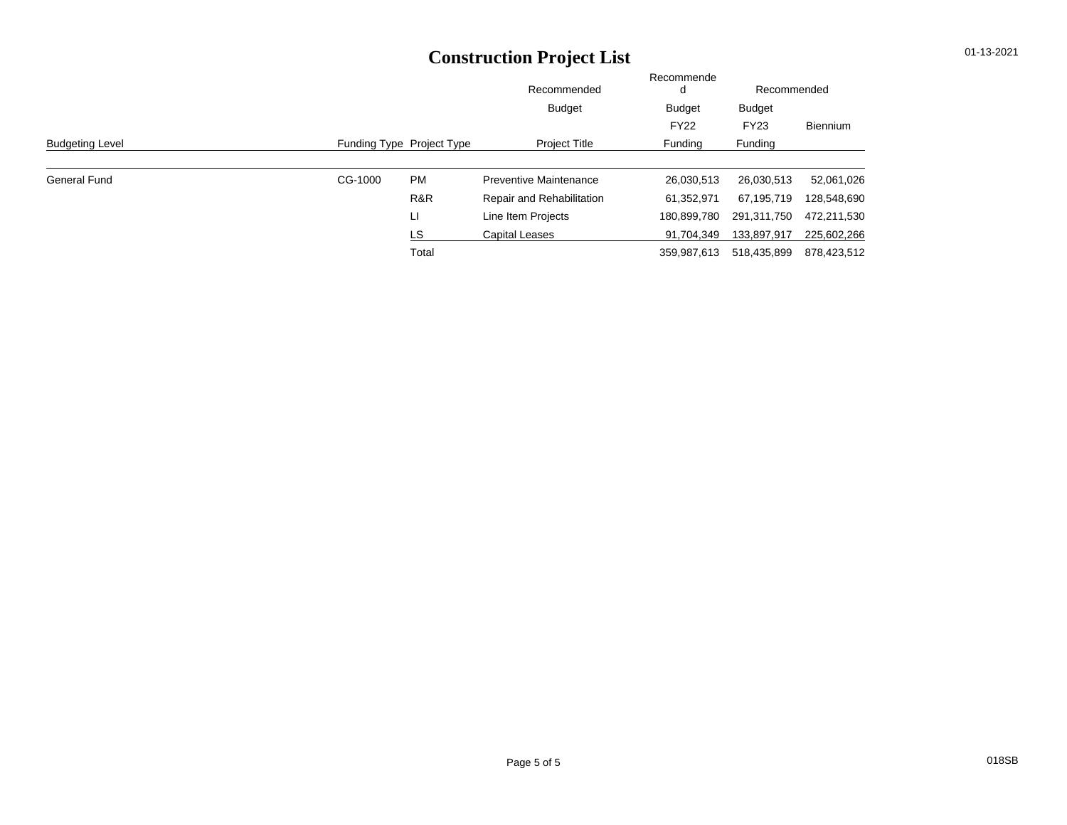# Construction Project List

| Budgeting Level | Funding Type | Project Type | Recommended Budget Project Title | Recommended Budget FY22 Funding | Recommended Budget FY23 Funding | Biennium |
|---|---|---|---|---|---|---|
| General Fund | CG-1000 | PM | Preventive Maintenance | 26,030,513 | 26,030,513 | 52,061,026 |
| | | R&R | Repair and Rehabilitation | 61,352,971 | 67,195,719 | 128,548,690 |
| | | LI | Line Item Projects | 180,899,780 | 291,311,750 | 472,211,530 |
| | | LS | Capital Leases | 91,704,349 | 133,897,917 | 225,602,266 |
| | | Total | | 359,987,613 | 518,435,899 | 878,423,512 |